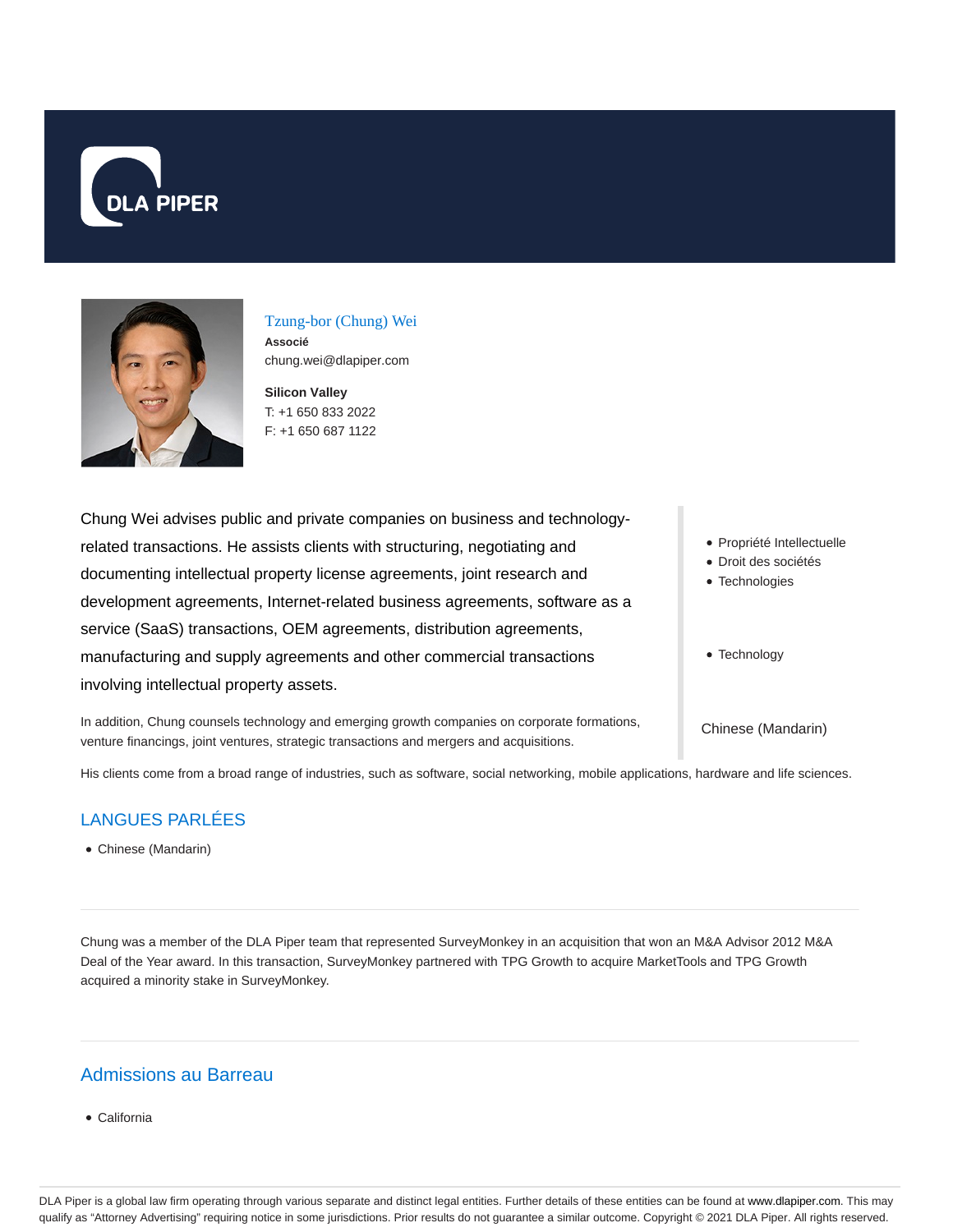DLA PIPER

## Tzung-bor (Chung) Wei

**Associé**

chung.wei@dlapiper.com

**Silicon Valley**

T: +1 650 833 2022

F: +1 650 687 1122

Chung Wei advises public and private companies on business and technology-related transactions. He assists clients with structuring, negotiating and documenting intellectual property license agreements, joint research and development agreements, Internet-related business agreements, software as a service (SaaS) transactions, OEM agreements, distribution agreements, manufacturing and supply agreements and other commercial transactions involving intellectual property assets.

In addition, Chung counsels technology and emerging growth companies on corporate formations, venture financings, joint ventures, strategic transactions and mergers and acquisitions.

His clients come from a broad range of industries, such as software, social networking, mobile applications, hardware and life sciences.

- Propriété Intellectuelle
- Droit des sociétés
- Technologies

- Technology

Chinese (Mandarin)

## LANGUES PARLÉES

- Chinese (Mandarin)

---

Chung was a member of the DLA Piper team that represented SurveyMonkey in an acquisition that won an M&A Advisor 2012 M&A Deal of the Year award. In this transaction, SurveyMonkey partnered with TPG Growth to acquire MarketTools and TPG Growth acquired a minority stake in SurveyMonkey.

---

## Admissions au Barreau

- California

DLA Piper is a global law firm operating through various separate and distinct legal entities. Further details of these entities can be found at www.dlapiper.com. This may qualify as "Attorney Advertising" requiring notice in some jurisdictions. Prior results do not guarantee a similar outcome. Copyright © 2021 DLA Piper. All rights reserved.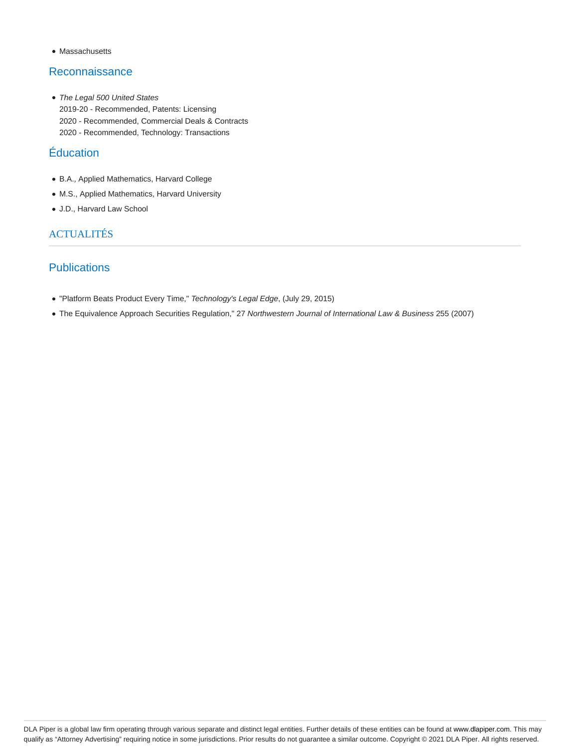- Massachusetts

## Reconnaissance

- *The Legal 500 United States*
  2019-20 - Recommended, Patents: Licensing
  2020 - Recommended, Commercial Deals & Contracts
  2020 - Recommended, Technology: Transactions

## Éducation

- B.A., Applied Mathematics, Harvard College
- M.S., Applied Mathematics, Harvard University
- J.D., Harvard Law School

## ACTUALITÉS

## Publications

- "Platform Beats Product Every Time," *Technology's Legal Edge*, (July 29, 2015)
- The Equivalence Approach Securities Regulation," 27 *Northwestern Journal of International Law & Business* 255 (2007)

DLA Piper is a global law firm operating through various separate and distinct legal entities. Further details of these entities can be found at www.dlapiper.com. This may qualify as "Attorney Advertising" requiring notice in some jurisdictions. Prior results do not guarantee a similar outcome. Copyright © 2021 DLA Piper. All rights reserved.